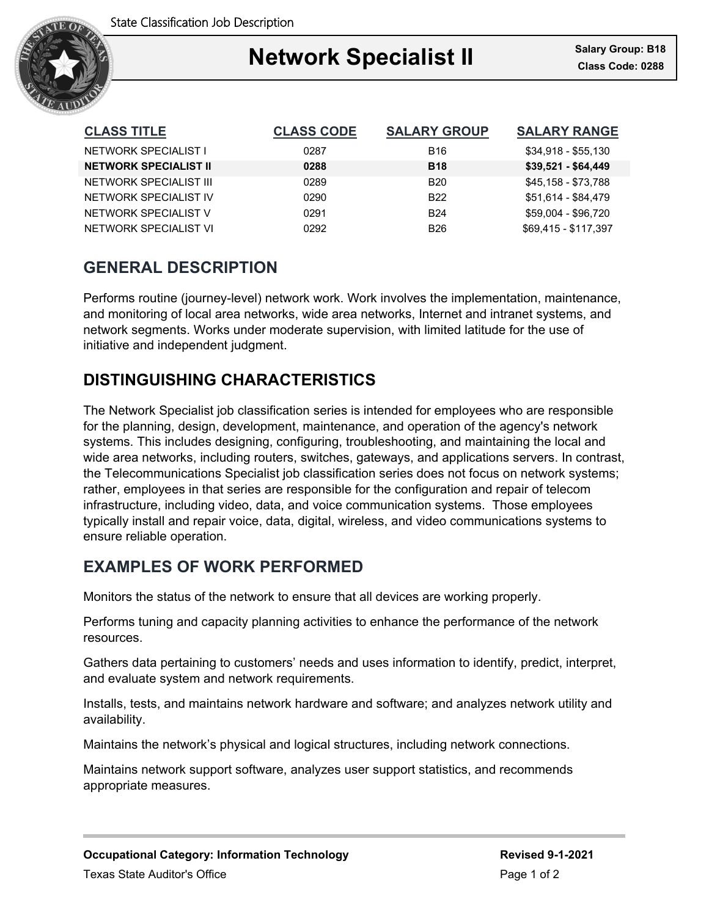State Classification Job Description

# Network Specialist II

**Salary Group: B18**
**Class Code: 0288**

| CLASS TITLE | CLASS CODE | SALARY GROUP | SALARY RANGE |
|---|---|---|---|
| NETWORK SPECIALIST I | 0287 | B16 | $34,918 - $55,130 |
| **NETWORK SPECIALIST II** | **0288** | **B18** | **$39,521 - $64,449** |
| NETWORK SPECIALIST III | 0289 | B20 | $45,158 - $73,788 |
| NETWORK SPECIALIST IV | 0290 | B22 | $51,614 - $84,479 |
| NETWORK SPECIALIST V | 0291 | B24 | $59,004 - $96,720 |
| NETWORK SPECIALIST VI | 0292 | B26 | $69,415 - $117,397 |

## GENERAL DESCRIPTION

Performs routine (journey-level) network work. Work involves the implementation, maintenance, and monitoring of local area networks, wide area networks, Internet and intranet systems, and network segments. Works under moderate supervision, with limited latitude for the use of initiative and independent judgment.

## DISTINGUISHING CHARACTERISTICS

The Network Specialist job classification series is intended for employees who are responsible for the planning, design, development, maintenance, and operation of the agency's network systems. This includes designing, configuring, troubleshooting, and maintaining the local and wide area networks, including routers, switches, gateways, and applications servers. In contrast, the Telecommunications Specialist job classification series does not focus on network systems; rather, employees in that series are responsible for the configuration and repair of telecom infrastructure, including video, data, and voice communication systems. Those employees typically install and repair voice, data, digital, wireless, and video communications systems to ensure reliable operation.

## EXAMPLES OF WORK PERFORMED

Monitors the status of the network to ensure that all devices are working properly.

Performs tuning and capacity planning activities to enhance the performance of the network resources.

Gathers data pertaining to customers' needs and uses information to identify, predict, interpret, and evaluate system and network requirements.

Installs, tests, and maintains network hardware and software; and analyzes network utility and availability.

Maintains the network's physical and logical structures, including network connections.

Maintains network support software, analyzes user support statistics, and recommends appropriate measures.

**Occupational Category: Information Technology**
Texas State Auditor's Office

**Revised 9-1-2021**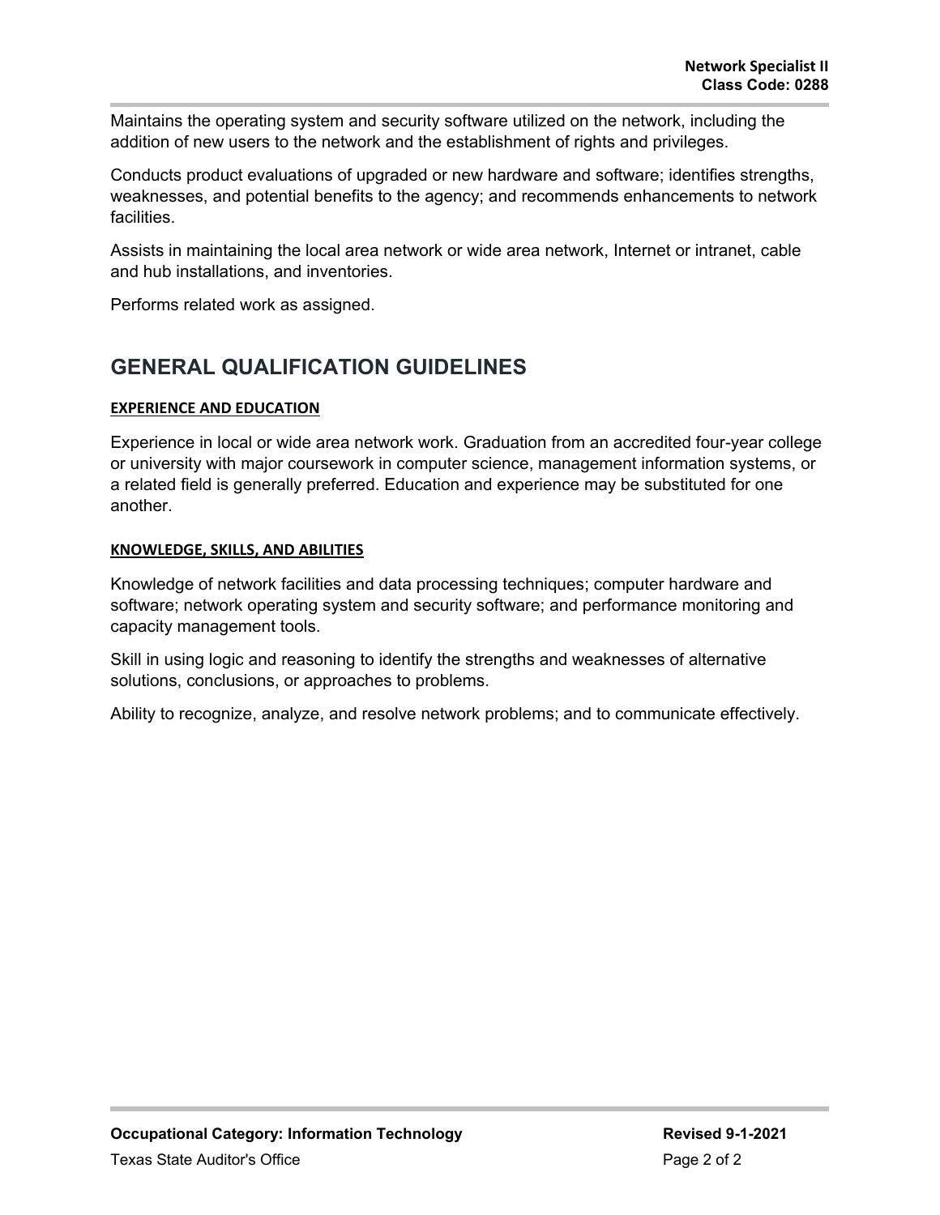Maintains the operating system and security software utilized on the network, including the addition of new users to the network and the establishment of rights and privileges.

Conducts product evaluations of upgraded or new hardware and software; identifies strengths, weaknesses, and potential benefits to the agency; and recommends enhancements to network facilities.

Assists in maintaining the local area network or wide area network, Internet or intranet, cable and hub installations, and inventories.

Performs related work as assigned.

## GENERAL QUALIFICATION GUIDELINES

### EXPERIENCE AND EDUCATION

Experience in local or wide area network work. Graduation from an accredited four-year college or university with major coursework in computer science, management information systems, or a related field is generally preferred. Education and experience may be substituted for one another.

### KNOWLEDGE, SKILLS, AND ABILITIES

Knowledge of network facilities and data processing techniques; computer hardware and software; network operating system and security software; and performance monitoring and capacity management tools.

Skill in using logic and reasoning to identify the strengths and weaknesses of alternative solutions, conclusions, or approaches to problems.

Ability to recognize, analyze, and resolve network problems; and to communicate effectively.